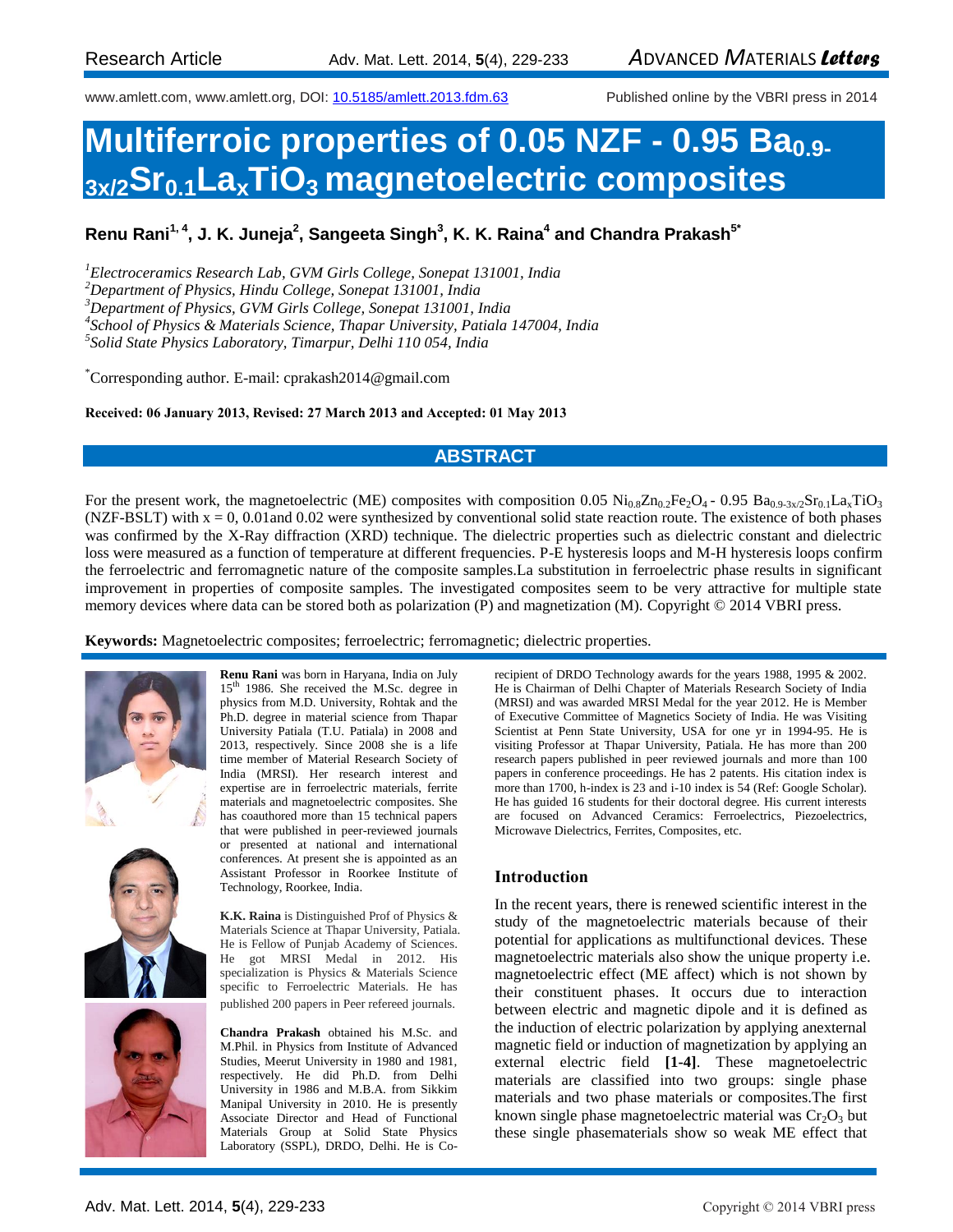Research Article

www.amlett.com, www.amlett.org, DOI: 10.5185/amlett.2013.fdm.63 Published online by the VBRI press in 2014

# Multiferroic properties of 0.05 NZF - 0.95 $Ba_{0.9-3x/2}Sr_{0.1}La_xTiO_3$ magnetoelectric composites

**Renu Rani[1,4], J. K. Juneja[2], Sangeeta Singh[3], K. K. Raina[4] and Chandra Prakash[5*]**

[1]*Electroceramics Research Lab, GVM Girls College, Sonepat 131001, India*
[2]*Department of Physics, Hindu College, Sonepat 131001, India*
[3]*Department of Physics, GVM Girls College, Sonepat 131001, India*
[4]*School of Physics & Materials Science, Thapar University, Patiala 147004, India*
[5]*Solid State Physics Laboratory, Timarpur, Delhi 110 054, India*

[*]Corresponding author. E-mail: cprakash2014@gmail.com

**Received: 06 January 2013, Revised: 27 March 2013 and Accepted: 01 May 2013**

## ABSTRACT

For the present work, the magnetoelectric (ME) composites with composition 0.05 $Ni_{0.8}Zn_{0.2}Fe_2O_4$ - 0.95 $Ba_{0.9-3x/2}Sr_{0.1}La_xTiO_3$ (NZF-BSLT) with x = 0, 0.01and 0.02 were synthesized by conventional solid state reaction route. The existence of both phases was confirmed by the X-Ray diffraction (XRD) technique. The dielectric properties such as dielectric constant and dielectric loss were measured as a function of temperature at different frequencies. P-E hysteresis loops and M-H hysteresis loops confirm the ferroelectric and ferromagnetic nature of the composite samples.La substitution in ferroelectric phase results in significant improvement in properties of composite samples. The investigated composites seem to be very attractive for multiple state memory devices where data can be stored both as polarization (P) and magnetization (M). Copyright © 2014 VBRI press.

**Keywords:** Magnetoelectric composites; ferroelectric; ferromagnetic; dielectric properties.

**Renu Rani** was born in Haryana, India on July 15th 1986. She received the M.Sc. degree in physics from M.D. University, Rohtak and the Ph.D. degree in material science from Thapar University Patiala (T.U. Patiala) in 2008 and 2013, respectively. Since 2008 she is a life time member of Material Research Society of India (MRSI). Her research interest and expertise are in ferroelectric materials, ferrite materials and magnetoelectric composites. She has coauthored more than 15 technical papers that were published in peer-reviewed journals or presented at national and international conferences. At present she is appointed as an Assistant Professor in Roorkee Institute of Technology, Roorkee, India.

**K.K. Raina** is Distinguished Prof of Physics & Materials Science at Thapar University, Patiala. He is Fellow of Punjab Academy of Sciences. He got MRSI Medal in 2012. His specialization is Physics & Materials Science specific to Ferroelectric Materials. He has published 200 papers in Peer refereed journals.

**Chandra Prakash** obtained his M.Sc. and M.Phil. in Physics from Institute of Advanced Studies, Meerut University in 1980 and 1981, respectively. He did Ph.D. from Delhi University in 1986 and M.B.A. from Sikkim Manipal University in 2010. He is presently Associate Director and Head of Functional Materials Group at Solid State Physics Laboratory (SSPL), DRDO, Delhi. He is Co-recipient of DRDO Technology awards for the years 1988, 1995 & 2002. He is Chairman of Delhi Chapter of Materials Research Society of India (MRSI) and was awarded MRSI Medal for the year 2012. He is Member of Executive Committee of Magnetics Society of India. He was Visiting Scientist at Penn State University, USA for one yr in 1994-95. He is visiting Professor at Thapar University, Patiala. He has more than 200 research papers published in peer reviewed journals and more than 100 papers in conference proceedings. He has 2 patents. His citation index is more than 1700, h-index is 23 and i-10 index is 54 (Ref: Google Scholar). He has guided 16 students for their doctoral degree. His current interests are focused on Advanced Ceramics: Ferroelectrics, Piezoelectrics, Microwave Dielectrics, Ferrites, Composites, etc.

## Introduction

In the recent years, there is renewed scientific interest in the study of the magnetoelectric materials because of their potential for applications as multifunctional devices. These magnetoelectric materials also show the unique property i.e. magnetoelectric effect (ME affect) which is not shown by their constituent phases. It occurs due to interaction between electric and magnetic dipole and it is defined as the induction of electric polarization by applying anexternal magnetic field or induction of magnetization by applying an external electric field **[1-4]**. These magnetoelectric materials are classified into two groups: single phase materials and two phase materials or composites.The first known single phase magnetoelectric material was $Cr_2O_3$ but these single phasematerials show so weak ME effect that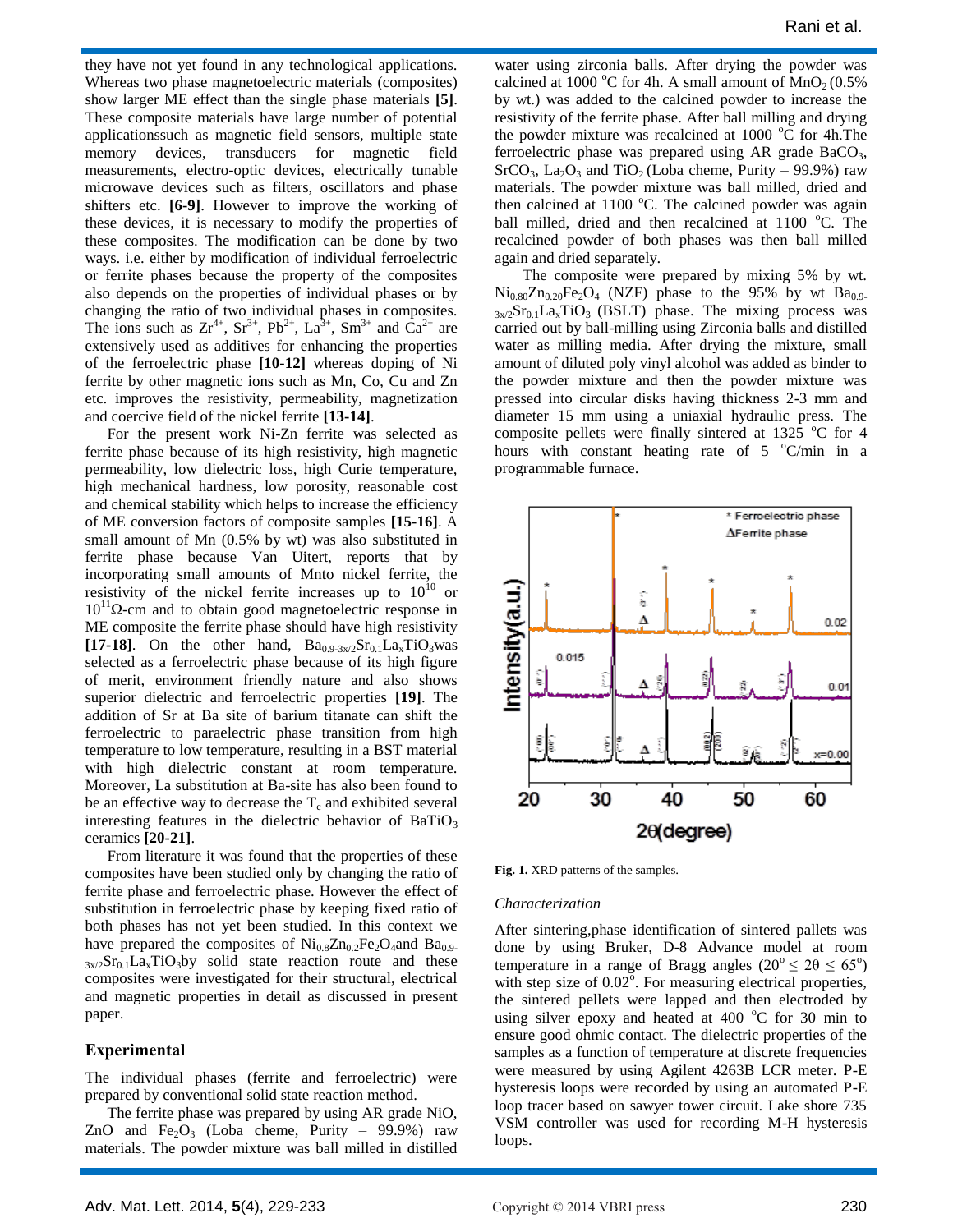they have not yet found in any technological applications. Whereas two phase magnetoelectric materials (composites) show larger ME effect than the single phase materials **[5]**. These composite materials have large number of potential applicationssuch as magnetic field sensors, multiple state memory devices, transducers for magnetic field measurements, electro-optic devices, electrically tunable microwave devices such as filters, oscillators and phase shifters etc. **[6-9]**. However to improve the working of these devices, it is necessary to modify the properties of these composites. The modification can be done by two ways. i.e. either by modification of individual ferroelectric or ferrite phases because the property of the composites also depends on the properties of individual phases or by changing the ratio of two individual phases in composites. The ions such as $Zr^{4+}$, $Sr^{3+}$, $Pb^{2+}$, $La^{3+}$, $Sm^{3+}$ and $Ca^{2+}$ are extensively used as additives for enhancing the properties of the ferroelectric phase **[10-12]** whereas doping of Ni ferrite by other magnetic ions such as Mn, Co, Cu and Zn etc. improves the resistivity, permeability, magnetization and coercive field of the nickel ferrite **[13-14]**.

For the present work Ni-Zn ferrite was selected as ferrite phase because of its high resistivity, high magnetic permeability, low dielectric loss, high Curie temperature, high mechanical hardness, low porosity, reasonable cost and chemical stability which helps to increase the efficiency of ME conversion factors of composite samples **[15-16]**. A small amount of Mn (0.5% by wt) was also substituted in ferrite phase because Van Uitert, reports that by incorporating small amounts of Mnto nickel ferrite, the resistivity of the nickel ferrite increases up to $10^{10}$ or $10^{11}\Omega$-cm and to obtain good magnetoelectric response in ME composite the ferrite phase should have high resistivity **[17-18]**. On the other hand, $Ba_{0.9-3x/2}Sr_{0.1}La_xTiO_3$was selected as a ferroelectric phase because of its high figure of merit, environment friendly nature and also shows superior dielectric and ferroelectric properties **[19]**. The addition of Sr at Ba site of barium titanate can shift the ferroelectric to paraelectric phase transition from high temperature to low temperature, resulting in a BST material with high dielectric constant at room temperature. Moreover, La substitution at Ba-site has also been found to be an effective way to decrease the $T_c$ and exhibited several interesting features in the dielectric behavior of $BaTiO_3$ ceramics **[20-21]**.

From literature it was found that the properties of these composites have been studied only by changing the ratio of ferrite phase and ferroelectric phase. However the effect of substitution in ferroelectric phase by keeping fixed ratio of both phases has not yet been studied. In this context we have prepared the composites of $Ni_{0.8}Zn_{0.2}Fe_2O_4$and $Ba_{0.9-3x/2}Sr_{0.1}La_xTiO_3$by solid state reaction route and these composites were investigated for their structural, electrical and magnetic properties in detail as discussed in present paper.

## Experimental

The individual phases (ferrite and ferroelectric) were prepared by conventional solid state reaction method.

The ferrite phase was prepared by using AR grade NiO, ZnO and $Fe_2O_3$ (Loba cheme, Purity – 99.9%) raw materials. The powder mixture was ball milled in distilled water using zirconia balls. After drying the powder was calcined at 1000 °C for 4h. A small amount of $MnO_2$ (0.5% by wt.) was added to the calcined powder to increase the resistivity of the ferrite phase. After ball milling and drying the powder mixture was recalcined at 1000 °C for 4h.The ferroelectric phase was prepared using AR grade $BaCO_3$, $SrCO_3$, $La_2O_3$ and $TiO_2$ (Loba cheme, Purity – 99.9%) raw materials. The powder mixture was ball milled, dried and then calcined at 1100 °C. The calcined powder was again ball milled, dried and then recalcined at 1100 °C. The recalcined powder of both phases was then ball milled again and dried separately.

The composite were prepared by mixing 5% by wt. $Ni_{0.80}Zn_{0.20}Fe_2O_4$ (NZF) phase to the 95% by wt $Ba_{0.9-3x/2}Sr_{0.1}La_xTiO_3$ (BSLT) phase. The mixing process was carried out by ball-milling using Zirconia balls and distilled water as milling media. After drying the mixture, small amount of diluted poly vinyl alcohol was added as binder to the powder mixture and then the powder mixture was pressed into circular disks having thickness 2-3 mm and diameter 15 mm using a uniaxial hydraulic press. The composite pellets were finally sintered at 1325 °C for 4 hours with constant heating rate of 5 °C/min in a programmable furnace.

**Fig. 1.** XRD patterns of the samples.

### *Characterization*

After sintering,phase identification of sintered pallets was done by using Bruker, D-8 Advance model at room temperature in a range of Bragg angles ($20^o \leq 2\theta \leq 65^o$) with step size of $0.02^o$. For measuring electrical properties, the sintered pellets were lapped and then electroded by using silver epoxy and heated at 400 °C for 30 min to ensure good ohmic contact. The dielectric properties of the samples as a function of temperature at discrete frequencies were measured by using Agilent 4263B LCR meter. P-E hysteresis loops were recorded by using an automated P-E loop tracer based on sawyer tower circuit. Lake shore 735 VSM controller was used for recording M-H hysteresis loops.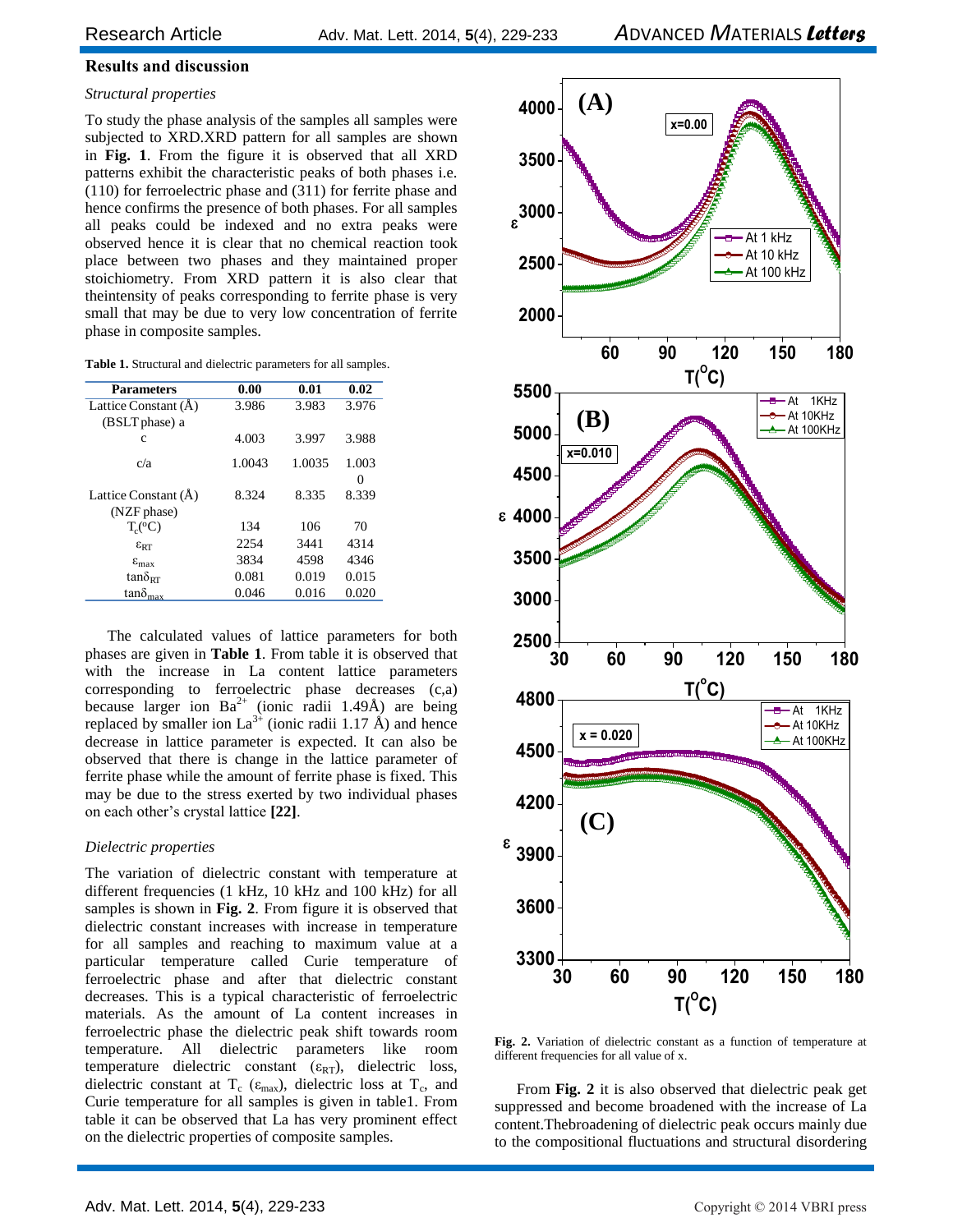## Results and discussion

### *Structural properties*

To study the phase analysis of the samples all samples were subjected to XRD.XRD pattern for all samples are shown in **Fig. 1**. From the figure it is observed that all XRD patterns exhibit the characteristic peaks of both phases i.e. (110) for ferroelectric phase and (311) for ferrite phase and hence confirms the presence of both phases. For all samples all peaks could be indexed and no extra peaks were observed hence it is clear that no chemical reaction took place between two phases and they maintained proper stoichiometry. From XRD pattern it is also clear that theintensity of peaks corresponding to ferrite phase is very small that may be due to very low concentration of ferrite phase in composite samples.

**Table 1.** Structural and dielectric parameters for all samples.

| Parameters | 0.00 | 0.01 | 0.02 |
|---|---|---|---|
| Lattice Constant (Å) (BSLT phase) a | 3.986 | 3.983 | 3.976 |
| c | 4.003 | 3.997 | 3.988 |
| c/a | 1.0043 | 1.0035 | 1.0030 |
| Lattice Constant (Å) (NZF phase) | 8.324 | 8.335 | 8.339 |
| $T_c$(°C) | 134 | 106 | 70 |
| $\varepsilon_{RT}$ | 2254 | 3441 | 4314 |
| $\varepsilon_{max}$ | 3834 | 4598 | 4346 |
| $\tan\delta_{RT}$ | 0.081 | 0.019 | 0.015 |
| $\tan\delta_{max}$ | 0.046 | 0.016 | 0.020 |

The calculated values of lattice parameters for both phases are given in **Table 1**. From table it is observed that with the increase in La content lattice parameters corresponding to ferroelectric phase decreases (c,a) because larger ion $Ba^{2+}$ (ionic radii 1.49Å) are being replaced by smaller ion $La^{3+}$ (ionic radii 1.17 Å) and hence decrease in lattice parameter is expected. It can also be observed that there is change in the lattice parameter of ferrite phase while the amount of ferrite phase is fixed. This may be due to the stress exerted by two individual phases on each other's crystal lattice **[22]**.

### *Dielectric properties*

The variation of dielectric constant with temperature at different frequencies (1 kHz, 10 kHz and 100 kHz) for all samples is shown in **Fig. 2**. From figure it is observed that dielectric constant increases with increase in temperature for all samples and reaching to maximum value at a particular temperature called Curie temperature of ferroelectric phase and after that dielectric constant decreases. This is a typical characteristic of ferroelectric materials. As the amount of La content increases in ferroelectric phase the dielectric peak shift towards room temperature. All dielectric parameters like room temperature dielectric constant ($\varepsilon_{RT}$), dielectric loss, dielectric constant at $T_c$ ($\varepsilon_{max}$), dielectric loss at $T_c$, and Curie temperature for all samples is given in table1. From table it can be observed that La has very prominent effect on the dielectric properties of composite samples.

**Fig. 2.** Variation of dielectric constant as a function of temperature at different frequencies for all value of x.

From **Fig. 2** it is also observed that dielectric peak get suppressed and become broadened with the increase of La content.Thebroadening of dielectric peak occurs mainly due to the compositional fluctuations and structural disordering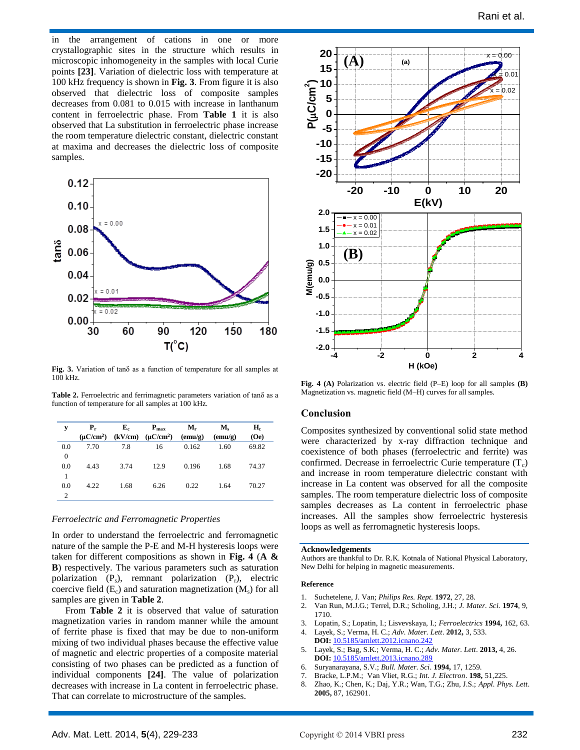in the arrangement of cations in one or more crystallographic sites in the structure which results in microscopic inhomogeneity in the samples with local Curie points **[23]**. Variation of dielectric loss with temperature at 100 kHz frequency is shown in **Fig. 3**. From figure it is also observed that dielectric loss of composite samples decreases from 0.081 to 0.015 with increase in lanthanum content in ferroelectric phase. From **Table 1** it is also observed that La substitution in ferroelectric phase increase the room temperature dielectric constant, dielectric constant at maxima and decreases the dielectric loss of composite samples.

**Fig. 3.** Variation of tanδ as a function of temperature for all samples at 100 kHz.

**Table 2.** Ferroelectric and ferrimagnetic parameters variation of tanδ as a function of temperature for all samples at 100 kHz.

| y | $P_r$ ($\mu C/cm^2$) | $E_c$ (kV/cm) | $P_{max}$ ($\mu C/cm^2$) | $M_r$ (emu/g) | $M_s$ (emu/g) | $H_c$ (Oe) |
|---|---|---|---|---|---|---|
| 0.00 | 7.70 | 7.8 | 16 | 0.162 | 1.60 | 69.82 |
| 0.01 | 4.43 | 3.74 | 12.9 | 0.196 | 1.68 | 74.37 |
| 0.02 | 4.22 | 1.68 | 6.26 | 0.22 | 1.64 | 70.27 |

*Ferroelectric and Ferromagnetic Properties*

In order to understand the ferroelectric and ferromagnetic nature of the sample the P-E and M-H hysteresis loops were taken for different compositions as shown in **Fig. 4** (**A & B**) respectively. The various parameters such as saturation polarization ($P_s$), remnant polarization ($P_r$), electric coercive field ($E_c$) and saturation magnetization ($M_s$) for all samples are given in **Table 2**.

From **Table 2** it is observed that value of saturation magnetization varies in random manner while the amount of ferrite phase is fixed that may be due to non-uniform mixing of two individual phases because the effective value of magnetic and electric properties of a composite material consisting of two phases can be predicted as a function of individual components **[24]**. The value of polarization decreases with increase in La content in ferroelectric phase. That can correlate to microstructure of the samples.

**Fig. 4 (A)** Polarization vs. electric field (P–E) loop for all samples **(B)** Magnetization vs. magnetic field (M–H) curves for all samples.

## Conclusion

Composites synthesized by conventional solid state method were characterized by x-ray diffraction technique and coexistence of both phases (ferroelectric and ferrite) was confirmed. Decrease in ferroelectric Curie temperature ($T_c$) and increase in room temperature dielectric constant with increase in La content was observed for all the composite samples. The room temperature dielectric loss of composite samples decreases as La content in ferroelectric phase increases. All the samples show ferroelectric hysteresis loops as well as ferromagnetic hysteresis loops.

### Acknowledgements

Authors are thankful to Dr. R.K. Kotnala of National Physical Laboratory, New Delhi for helping in magnetic measurements.

### Reference

1. Suchetelene, J. Van; *Philips Res. Rept*. **1972**, 27, 28.
2. Van Run, M.J.G.; Terrel, D.R.; Scholing, J.H.; *J. Mater. Sci.* **1974**, 9, 1710.
3. Lopatin, S.; Lopatin, I.; Lisvevskaya, I.; *Ferroelectrics* **1994,** 162, 63.
4. Layek, S.; Verma, H. C.; *Adv. Mater. Lett*. **2012,** 3, 533. **DOI:** 10.5185/amlett.2012.icnano.242
5. Layek, S.; Bag, S.K.; Verma, H. C.; *Adv. Mater. Lett*. **2013,** 4, 26. **DOI:** 10.5185/amlett.2013.icnano.289
6. Suryanarayana, S.V.; *Bull. Mater. Sci*. **1994,** 17, 1259.
7. Bracke, L.P.M.; Van Vliet, R.G.; *Int. J. Electron*. **198,** 51,225.
8. Zhao, K.; Chen, K.; Daj, Y.R.; Wan, T.G.; Zhu, J.S.; *Appl. Phys. Lett*. **2005,** 87, 162901.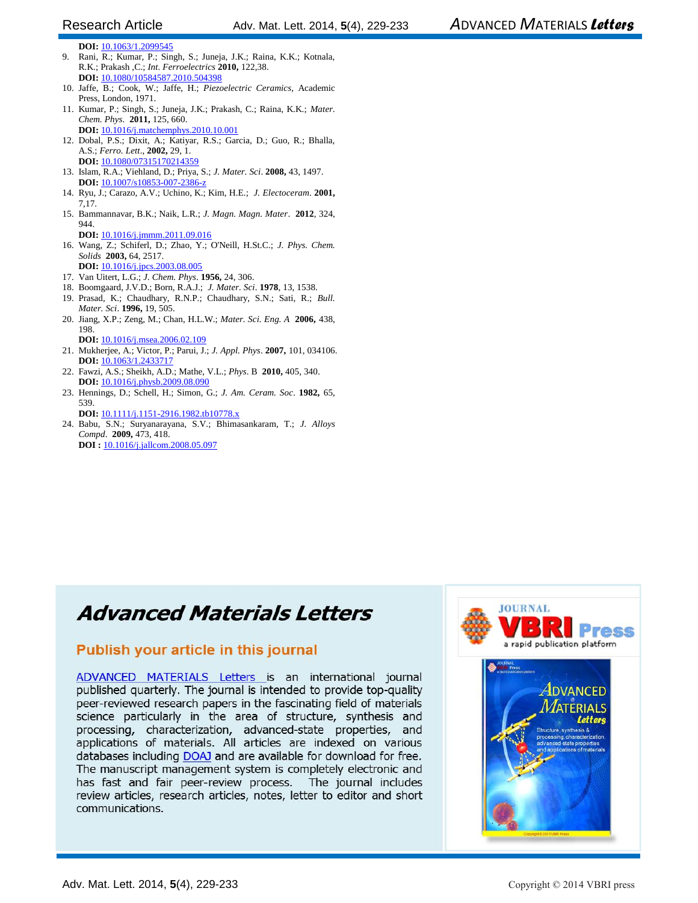**DOI:** 10.1063/1.2099545

9. Rani, R.; Kumar, P.; Singh, S.; Juneja, J.K.; Raina, K.K.; Kotnala, R.K.; Prakash ,C.; *Int. Ferroelectrics* **2010,** 122,38.
   **DOI:** 10.1080/10584587.2010.504398
10. Jaffe, B.; Cook, W.; Jaffe, H.; *Piezoelectric Ceramics*, Academic Press, London, 1971.
11. Kumar, P.; Singh, S.; Juneja, J.K.; Prakash, C.; Raina, K.K.; *Mater. Chem. Phys*. **2011,** 125, 660.
    **DOI:** 10.1016/j.matchemphys.2010.10.001
12. Dobal, P.S.; Dixit, A.; Katiyar, R.S.; Garcia, D.; Guo, R.; Bhalla, A.S.; *Ferro. Lett*., **2002,** 29, 1.
    **DOI:** 10.1080/07315170214359
13. Islam, R.A.; Viehland, D.; Priya, S.; *J. Mater. Sci*. **2008,** 43, 1497.
    **DOI:** 10.1007/s10853-007-2386-z
14. Ryu, J.; Carazo, A.V.; Uchino, K.; Kim, H.E.; *J. Electoceram*. **2001,** 7,17.
15. Bammannavar, B.K.; Naik, L.R.; *J. Magn. Magn. Mater*. **2012**, 324, 944.
    **DOI:** 10.1016/j.jmmm.2011.09.016
16. Wang, Z.; Schiferl, D.; Zhao, Y.; O'Neill, H.St.C.; *J. Phys. Chem. Solids* **2003,** 64, 2517.
    **DOI:** 10.1016/j.jpcs.2003.08.005
17. Van Uitert, L.G.; *J. Chem. Phys*. **1956,** 24, 306.
18. Boomgaard, J.V.D.; Born, R.A.J.; *J. Mater. Sci*. **1978**, 13, 1538.
19. Prasad, K.; Chaudhary, R.N.P.; Chaudhary, S.N.; Sati, R.; *Bull. Mater. Sci*. **1996,** 19, 505.
20. Jiang, X.P.; Zeng, M.; Chan, H.L.W.; *Mater. Sci. Eng. A* **2006,** 438, 198.
    **DOI:** 10.1016/j.msea.2006.02.109
21. Mukherjee, A.; Victor, P.; Parui, J.; *J. Appl. Phys*. **2007,** 101, 034106.
    **DOI:** 10.1063/1.2433717
22. Fawzi, A.S.; Sheikh, A.D.; Mathe, V.L.; *Phys. B* **2010,** 405, 340.
    **DOI:** 10.1016/j.physb.2009.08.090
23. Hennings, D.; Schell, H.; Simon, G.; *J. Am. Ceram. Soc*. **1982,** 65, 539.
    **DOI:** 10.1111/j.1151-2916.1982.tb10778.x
24. Babu, S.N.; Suryanarayana, S.V.; Bhimasankaram, T.; *J. Alloys Compd*. **2009,** 473, 418.
    **DOI :** 10.1016/j.jallcom.2008.05.097

## Advanced Materials Letters

### Publish your article in this journal

ADVANCED MATERIALS Letters is an international journal published quarterly. The journal is intended to provide top-quality peer-reviewed research papers in the fascinating field of materials science particularly in the area of structure, synthesis and processing, characterization, advanced-state properties, and applications of materials. All articles are indexed on various databases including DOAJ and are available for download for free. The manuscript management system is completely electronic and has fast and fair peer-review process. The journal includes review articles, research articles, notes, letter to editor and short communications.

Copyright © 2014 VBRI press